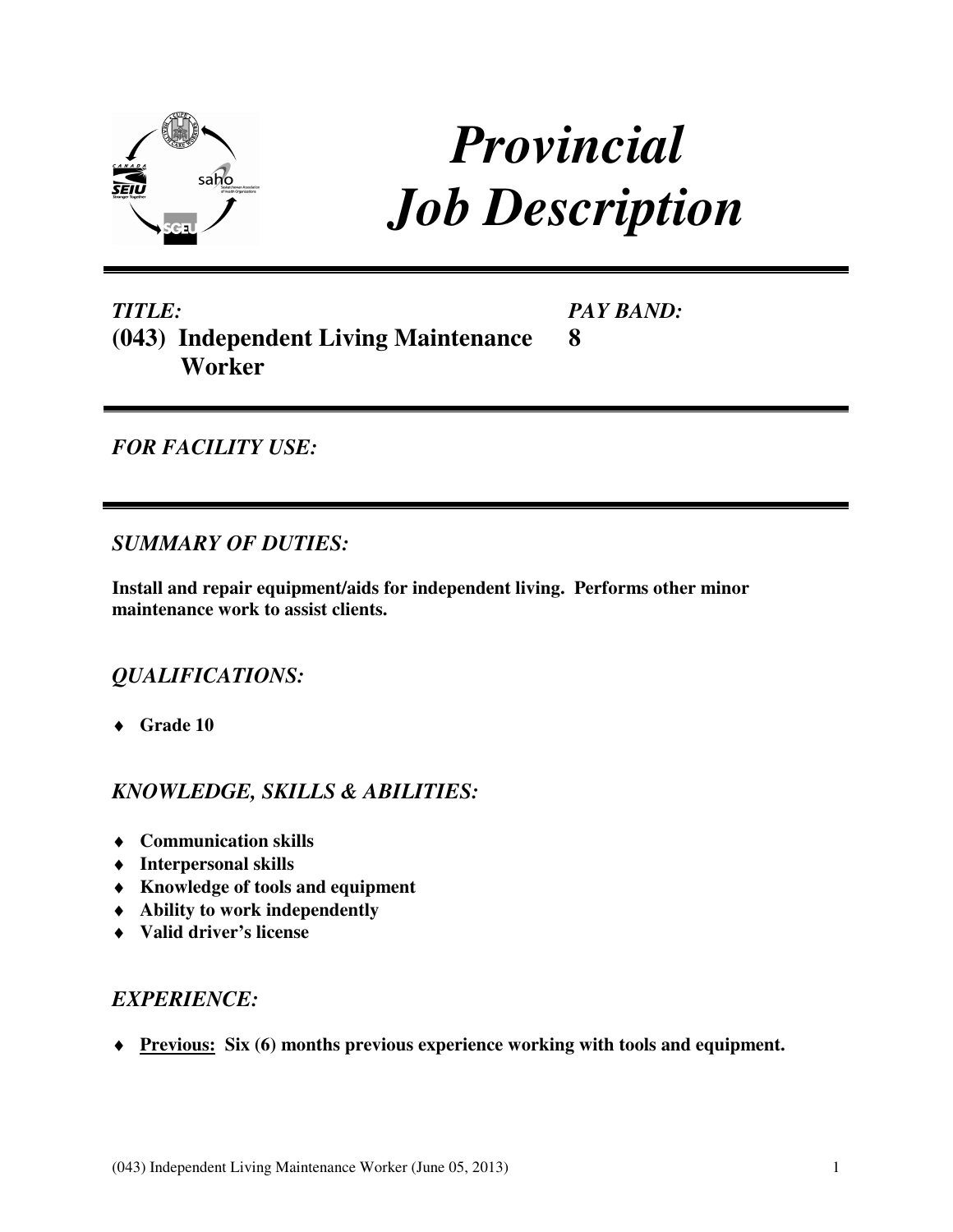# *Provincial Job Description*

***TITLE:***
**(043) Independent Living Maintenance Worker**

***PAY BAND:***
**8**

---

***FOR FACILITY USE:***

---

## *SUMMARY OF DUTIES:*

**Install and repair equipment/aids for independent living. Performs other minor maintenance work to assist clients.**

## *QUALIFICATIONS:*

- **Grade 10**

## *KNOWLEDGE, SKILLS & ABILITIES:*

- **Communication skills**
- **Interpersonal skills**
- **Knowledge of tools and equipment**
- **Ability to work independently**
- **Valid driver's license**

## *EXPERIENCE:*

- **<u>Previous:</u> Six (6) months previous experience working with tools and equipment.**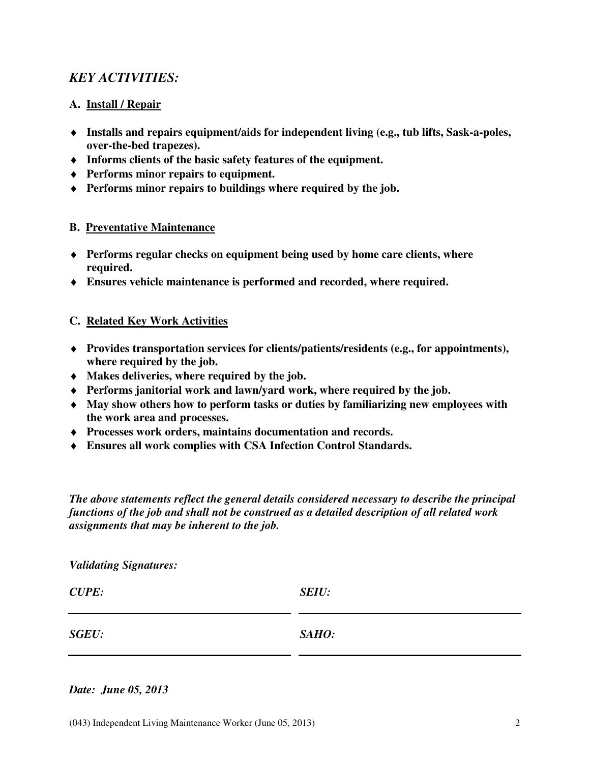## *KEY ACTIVITIES:*

### A. Install / Repair

- **Installs and repairs equipment/aids for independent living (e.g., tub lifts, Sask-a-poles, over-the-bed trapezes).**
- **Informs clients of the basic safety features of the equipment.**
- **Performs minor repairs to equipment.**
- **Performs minor repairs to buildings where required by the job.**

### B. Preventative Maintenance

- **Performs regular checks on equipment being used by home care clients, where required.**
- **Ensures vehicle maintenance is performed and recorded, where required.**

### C. Related Key Work Activities

- **Provides transportation services for clients/patients/residents (e.g., for appointments), where required by the job.**
- **Makes deliveries, where required by the job.**
- **Performs janitorial work and lawn/yard work, where required by the job.**
- **May show others how to perform tasks or duties by familiarizing new employees with the work area and processes.**
- **Processes work orders, maintains documentation and records.**
- **Ensures all work complies with CSA Infection Control Standards.**

***The above statements reflect the general details considered necessary to describe the principal functions of the job and shall not be construed as a detailed description of all related work assignments that may be inherent to the job.***

***Validating Signatures:***

| | |
|---|---|
| ***CUPE:*** | ***SEIU:*** |
| ***SGEU:*** | ***SAHO:*** |

***Date: June 05, 2013***

(043) Independent Living Maintenance Worker (June 05, 2013)